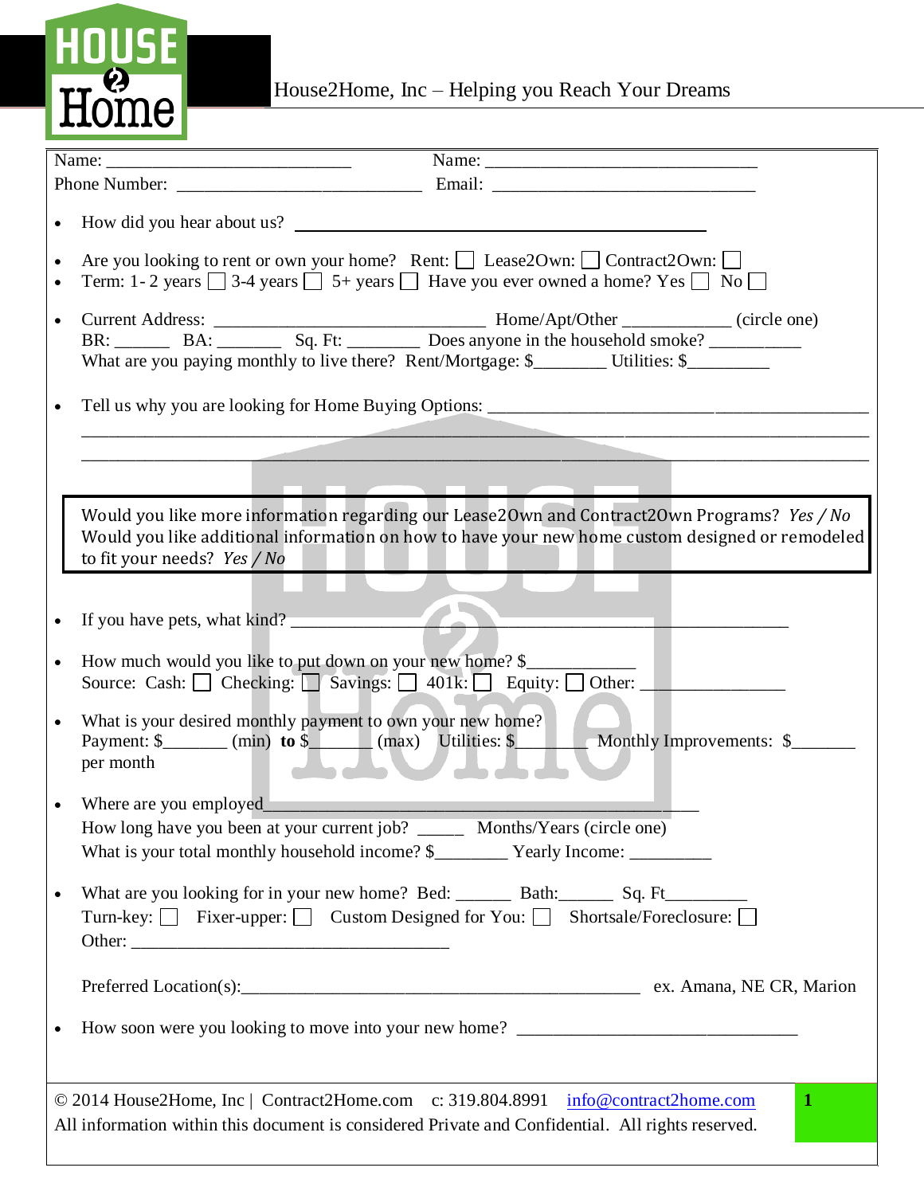House2Home, Inc – Helping you Reach Your Dreams

Name: ____________________________ Name: _______________________________

Phone Number: ____________________________ Email: ______________________________

- How did you hear about us? _______________________________________________

- Are you looking to rent or own your home? Rent: ☐ Lease2Own: ☐ Contract2Own: ☐
- Term: 1- 2 years ☐ 3-4 years ☐ 5+ years ☐ Have you ever owned a home? Yes ☐ No ☐

- Current Address: _______________________________ Home/Apt/Other ____________ (circle one)
  BR: ______ BA: _______ Sq. Ft: ________ Does anyone in the household smoke? __________
  What are you paying monthly to live there? Rent/Mortgage: $________ Utilities: $_________

- Tell us why you are looking for Home Buying Options: ____________________________________________
  ___________________________________________________________________________________________
  ___________________________________________________________________________________________

> Would you like more information regarding our Lease2Own and Contract2Own Programs? *Yes / No*
> Would you like additional information on how to have your new home custom designed or remodeled to fit your needs? *Yes / No*

- If you have pets, what kind? ________________________________________________________

- How much would you like to put down on your new home? $____________
  Source: Cash: ☐ Checking: ☐ Savings: ☐ 401k: ☐ Equity: ☐ Other: ________________

- What is your desired monthly payment to own your new home?
  Payment: $_______ (min) **to** $_______ (max) Utilities: $_______ Monthly Improvements: $_______ per month

- Where are you employed_____________________________________________________
  How long have you been at your current job? _____ Months/Years (circle one)
  What is your total monthly household income? $________ Yearly Income: _________

- What are you looking for in your new home? Bed: ______ Bath:______ Sq. Ft_________
  Turn-key: ☐ Fixer-upper: ☐ Custom Designed for You: ☐ Shortsale/Foreclosure: ☐
  Other: _____________________________________

  Preferred Location(s):______________________________________________ ex. Amana, NE CR, Marion

- How soon were you looking to move into your new home? ________________________________

© 2014 House2Home, Inc | Contract2Home.com c: 319.804.8991 info@contract2home.com
All information within this document is considered Private and Confidential. All rights reserved.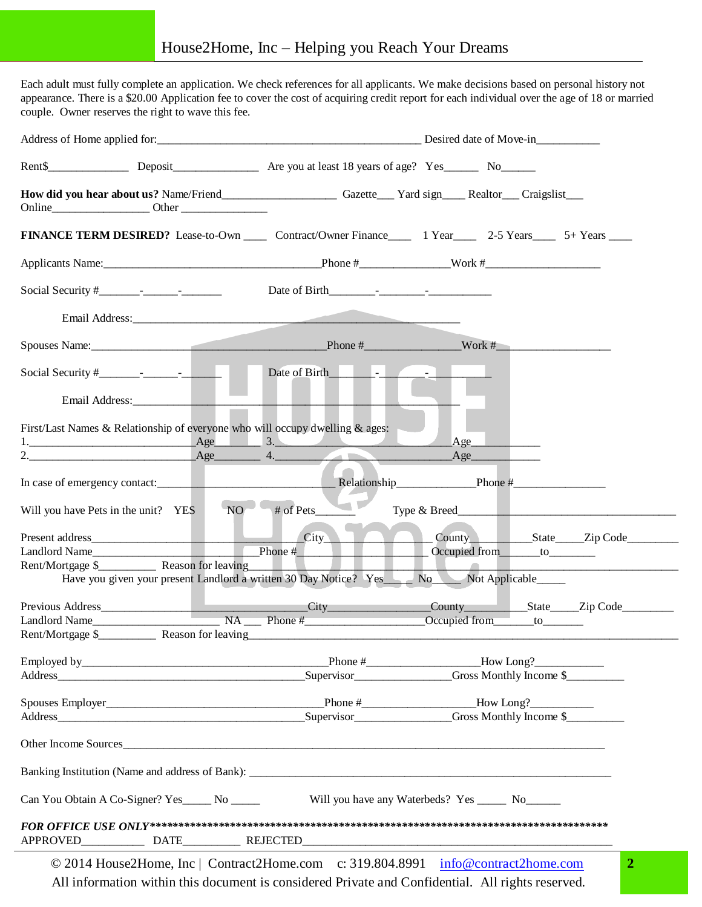# House2Home, Inc – Helping you Reach Your Dreams

Each adult must fully complete an application. We check references for all applicants. We make decisions based on personal history not appearance. There is a $20.00 Application fee to cover the cost of acquiring credit report for each individual over the age of 18 or married couple. Owner reserves the right to wave this fee.

Address of Home applied for:_____________________________________________ Desired date of Move-in___________

Rent$______________ Deposit_______________ Are you at least 18 years of age? Yes______ No______

**How did you hear about us?** Name/Friend___________________ Gazette___ Yard sign____ Realtor___ Craigslist___ Online_________________ Other _______________

**FINANCE TERM DESIRED?** Lease-to-Own ____ Contract/Owner Finance____ 1 Year____ 2-5 Years____ 5+ Years ____

Applicants Name:____________________________________Phone #_______________Work #____________________

Social Security #_______-______-_______ Date of Birth________-________-___________

Email Address:______________________________________________________________

Spouses Name:_______________________________________Phone #________________Work #___________________

Social Security #_______-______-_______ Date of Birth________-________-___________

Email Address:______________________________________________________________

First/Last Names & Relationship of everyone who will occupy dwelling & ages:
1.____________________________Age________ 3.______________________________Age____________
2.____________________________Age________ 4.______________________________Age____________

In case of emergency contact:_____________________________ Relationship_____________Phone #________________

Will you have Pets in the unit? YES NO # of Pets______ Type & Breed_______________________________________

Present address____________________________________City___________________County__________State_____Zip Code_________
Landlord Name____________________________Phone #_____________________Occupied from_______to________
Rent/Mortgage $__________ Reason for leaving______________________________________________________________
Have you given your present Landlord a written 30 Day Notice? Yes_____ No_____ Not Applicable_____

Previous Address________________________________City________________County__________State_____Zip Code_________
Landlord Name______________________ NA ___ Phone #____________________Occupied from_______to_______
Rent/Mortgage $__________ Reason for leaving______________________________________________________________

Employed by__________________________________________Phone #___________________How Long?____________
Address_____________________________________________Supervisor________________Gross Monthly Income $__________

Spouses Employer_____________________________________Phone #___________________How Long?___________
Address_____________________________________________Supervisor________________Gross Monthly Income $__________

Other Income Sources__________________________________________________________________________________

Banking Institution (Name and address of Bank): ____________________________________________________________

Can You Obtain A Co-Signer? Yes_____ No _____ Will you have any Waterbeds? Yes _____ No______

***FOR OFFICE USE ONLY*****************************************************************************
APPROVED___________ DATE__________ REJECTED_____________________________________________________

© 2014 House2Home, Inc | Contract2Home.com c: 319.804.8991 info@contract2home.com
All information within this document is considered Private and Confidential. All rights reserved.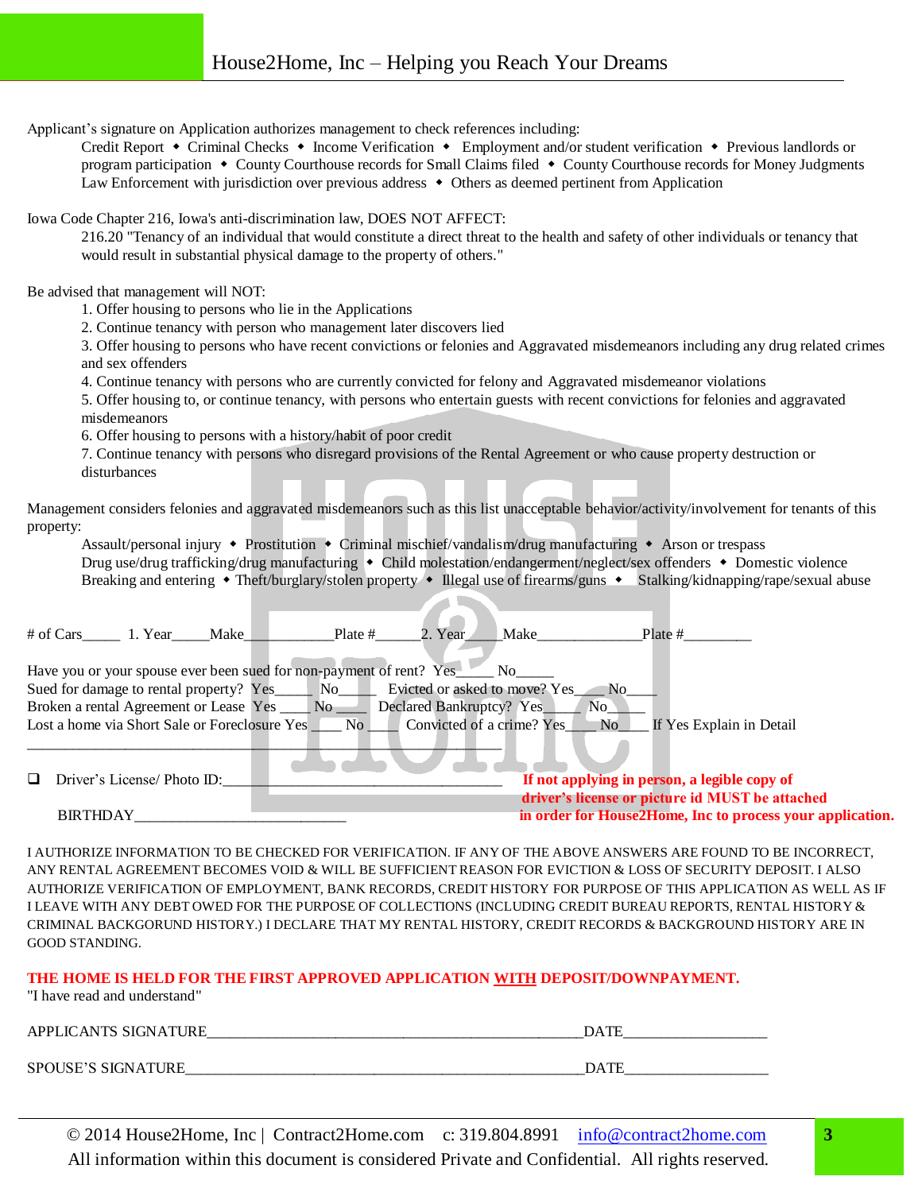Applicant's signature on Application authorizes management to check references including:

Credit Report ◆ Criminal Checks ◆ Income Verification ◆ Employment and/or student verification ◆ Previous landlords or program participation ◆ County Courthouse records for Small Claims filed ◆ County Courthouse records for Money Judgments Law Enforcement with jurisdiction over previous address ◆ Others as deemed pertinent from Application

Iowa Code Chapter 216, Iowa's anti-discrimination law, DOES NOT AFFECT:

216.20 "Tenancy of an individual that would constitute a direct threat to the health and safety of other individuals or tenancy that would result in substantial physical damage to the property of others."

Be advised that management will NOT:

1. Offer housing to persons who lie in the Applications
2. Continue tenancy with person who management later discovers lied
3. Offer housing to persons who have recent convictions or felonies and Aggravated misdemeanors including any drug related crimes and sex offenders
4. Continue tenancy with persons who are currently convicted for felony and Aggravated misdemeanor violations
5. Offer housing to, or continue tenancy, with persons who entertain guests with recent convictions for felonies and aggravated misdemeanors
6. Offer housing to persons with a history/habit of poor credit
7. Continue tenancy with persons who disregard provisions of the Rental Agreement or who cause property destruction or disturbances

Management considers felonies and aggravated misdemeanors such as this list unacceptable behavior/activity/involvement for tenants of this property:

Assault/personal injury ◆ Prostitution ◆ Criminal mischief/vandalism/drug manufacturing ◆ Arson or trespass Drug use/drug trafficking/drug manufacturing ◆ Child molestation/endangerment/neglect/sex offenders ◆ Domestic violence Breaking and entering ◆ Theft/burglary/stolen property ◆ Illegal use of firearms/guns ◆ Stalking/kidnapping/rape/sexual abuse

# of Cars_____ 1. Year_____Make___________Plate #______2. Year_____Make_____________Plate #_________

Have you or your spouse ever been sued for non-payment of rent? Yes_____ No_____
Sued for damage to rental property? Yes_____ No_____ Evicted or asked to move? Yes_____ No_____
Broken a rental Agreement or Lease Yes _____ No _____ Declared Bankruptcy? Yes_____ No_____
Lost a home via Short Sale or Foreclosure Yes ____ No ____ Convicted of a crime? Yes____ No____ If Yes Explain in Detail
____________________________________________________________

❑ Driver's License/ Photo ID:____________________________________

BIRTHDAY____________________________

**If not applying in person, a legible copy of driver's license or picture id MUST be attached in order for House2Home, Inc to process your application.**

I AUTHORIZE INFORMATION TO BE CHECKED FOR VERIFICATION. IF ANY OF THE ABOVE ANSWERS ARE FOUND TO BE INCORRECT, ANY RENTAL AGREEMENT BECOMES VOID & WILL BE SUFFICIENT REASON FOR EVICTION & LOSS OF SECURITY DEPOSIT. I ALSO AUTHORIZE VERIFICATION OF EMPLOYMENT, BANK RECORDS, CREDIT HISTORY FOR PURPOSE OF THIS APPLICATION AS WELL AS IF I LEAVE WITH ANY DEBT OWED FOR THE PURPOSE OF COLLECTIONS (INCLUDING CREDIT BUREAU REPORTS, RENTAL HISTORY & CRIMINAL BACKGORUND HISTORY.) I DECLARE THAT MY RENTAL HISTORY, CREDIT RECORDS & BACKGROUND HISTORY ARE IN GOOD STANDING.

**THE HOME IS HELD FOR THE FIRST APPROVED APPLICATION WITH DEPOSIT/DOWNPAYMENT.**
"I have read and understand"

APPLICANTS SIGNATURE_______________________________________________DATE__________________

SPOUSE'S SIGNATURE_________________________________________________DATE__________________

© 2014 House2Home, Inc | Contract2Home.com c: 319.804.8991 info@contract2home.com
All information within this document is considered Private and Confidential. All rights reserved.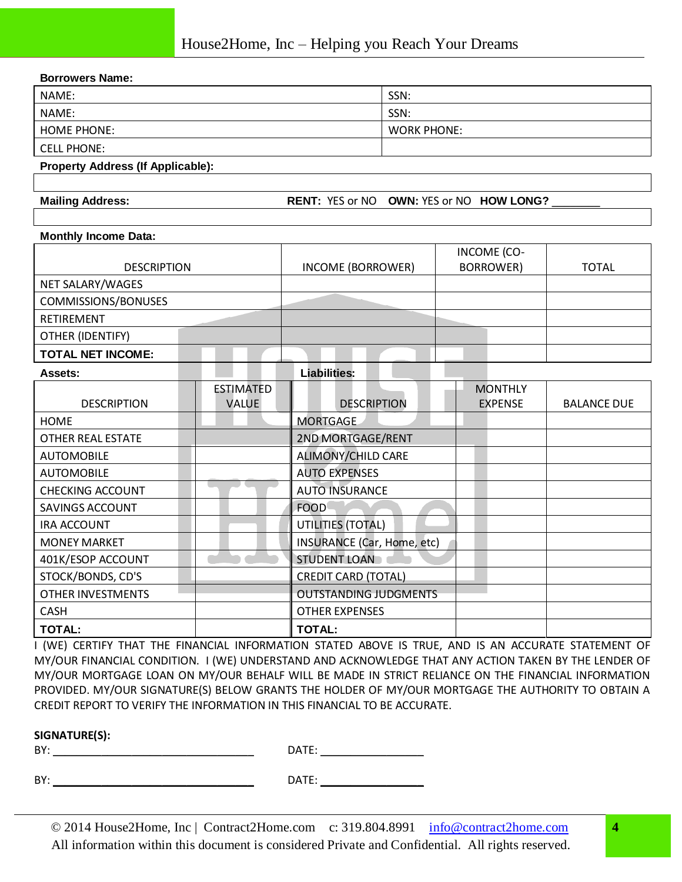House2Home, Inc – Helping you Reach Your Dreams

**Borrowers Name:**

| | |
|---|---|
| NAME: | SSN: |
| NAME: | SSN: |
| HOME PHONE: | WORK PHONE: |
| CELL PHONE: | |

**Property Address (If Applicable):**

**Mailing Address:** **RENT:** YES or NO **OWN:** YES or NO **HOW LONG?** ________

**Monthly Income Data:**

| DESCRIPTION | INCOME (BORROWER) | INCOME (CO-BORROWER) | TOTAL |
|---|---|---|---|
| NET SALARY/WAGES | | | |
| COMMISSIONS/BONUSES | | | |
| RETIREMENT | | | |
| OTHER (IDENTIFY) | | | |
| **TOTAL NET INCOME:** | | | |

**Assets:** **Liabilities:**

| DESCRIPTION | ESTIMATED VALUE | DESCRIPTION | MONTHLY EXPENSE | BALANCE DUE |
|---|---|---|---|---|
| HOME | | MORTGAGE | | |
| OTHER REAL ESTATE | | 2ND MORTGAGE/RENT | | |
| AUTOMOBILE | | ALIMONY/CHILD CARE | | |
| AUTOMOBILE | | AUTO EXPENSES | | |
| CHECKING ACCOUNT | | AUTO INSURANCE | | |
| SAVINGS ACCOUNT | | FOOD | | |
| IRA ACCOUNT | | UTILITIES (TOTAL) | | |
| MONEY MARKET | | INSURANCE (Car, Home, etc) | | |
| 401K/ESOP ACCOUNT | | STUDENT LOAN | | |
| STOCK/BONDS, CD'S | | CREDIT CARD (TOTAL) | | |
| OTHER INVESTMENTS | | OUTSTANDING JUDGMENTS | | |
| CASH | | OTHER EXPENSES | | |
| **TOTAL:** | | **TOTAL:** | | |

I (WE) CERTIFY THAT THE FINANCIAL INFORMATION STATED ABOVE IS TRUE, AND IS AN ACCURATE STATEMENT OF MY/OUR FINANCIAL CONDITION. I (WE) UNDERSTAND AND ACKNOWLEDGE THAT ANY ACTION TAKEN BY THE LENDER OF MY/OUR MORTGAGE LOAN ON MY/OUR BEHALF WILL BE MADE IN STRICT RELIANCE ON THE FINANCIAL INFORMATION PROVIDED. MY/OUR SIGNATURE(S) BELOW GRANTS THE HOLDER OF MY/OUR MORTGAGE THE AUTHORITY TO OBTAIN A CREDIT REPORT TO VERIFY THE INFORMATION IN THIS FINANCIAL TO BE ACCURATE.

**SIGNATURE(S):**

BY: ________________________________ DATE: ________________

BY: ________________________________ DATE: ________________

© 2014 House2Home, Inc | Contract2Home.com c: 319.804.8991 info@contract2home.com
All information within this document is considered Private and Confidential. All rights reserved.